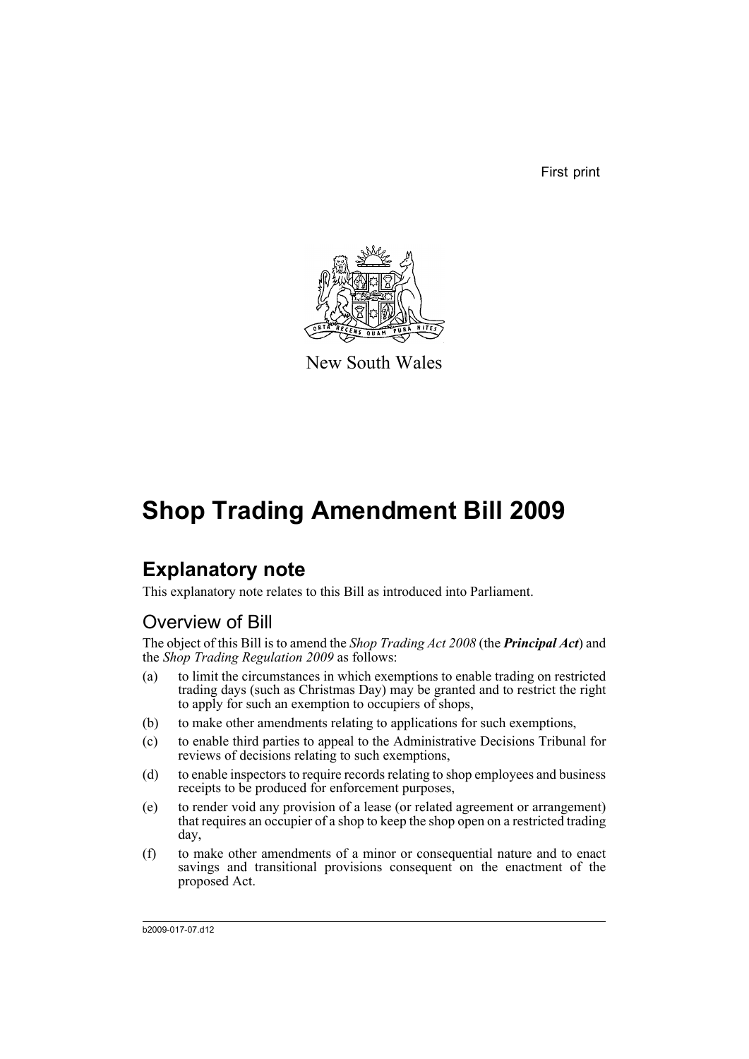First print

New South Wales

# Shop Trading Amendment Bill 2009

## Explanatory note

This explanatory note relates to this Bill as introduced into Parliament.

### Overview of Bill

The object of this Bill is to amend the *Shop Trading Act 2008* (the ***Principal Act***) and the *Shop Trading Regulation 2009* as follows:

(a) to limit the circumstances in which exemptions to enable trading on restricted trading days (such as Christmas Day) may be granted and to restrict the right to apply for such an exemption to occupiers of shops,

(b) to make other amendments relating to applications for such exemptions,

(c) to enable third parties to appeal to the Administrative Decisions Tribunal for reviews of decisions relating to such exemptions,

(d) to enable inspectors to require records relating to shop employees and business receipts to be produced for enforcement purposes,

(e) to render void any provision of a lease (or related agreement or arrangement) that requires an occupier of a shop to keep the shop open on a restricted trading day,

(f) to make other amendments of a minor or consequential nature and to enact savings and transitional provisions consequent on the enactment of the proposed Act.

b2009-017-07.d12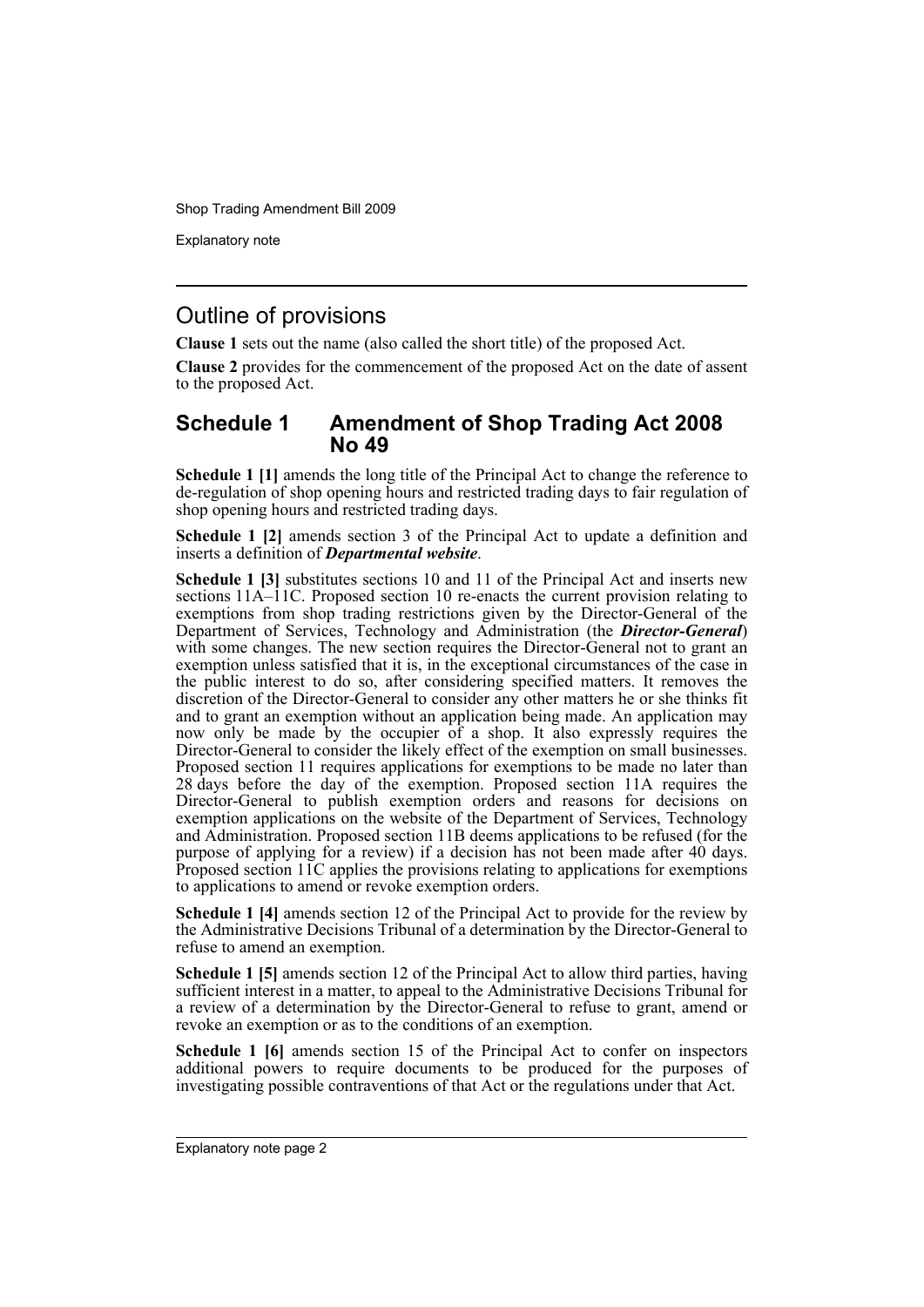## Outline of provisions

**Clause 1** sets out the name (also called the short title) of the proposed Act.

**Clause 2** provides for the commencement of the proposed Act on the date of assent to the proposed Act.

## Schedule 1 Amendment of Shop Trading Act 2008 No 49

**Schedule 1 [1]** amends the long title of the Principal Act to change the reference to de-regulation of shop opening hours and restricted trading days to fair regulation of shop opening hours and restricted trading days.

**Schedule 1 [2]** amends section 3 of the Principal Act to update a definition and inserts a definition of ***Departmental website***.

**Schedule 1 [3]** substitutes sections 10 and 11 of the Principal Act and inserts new sections 11A–11C. Proposed section 10 re-enacts the current provision relating to exemptions from shop trading restrictions given by the Director-General of the Department of Services, Technology and Administration (the ***Director-General***) with some changes. The new section requires the Director-General not to grant an exemption unless satisfied that it is, in the exceptional circumstances of the case in the public interest to do so, after considering specified matters. It removes the discretion of the Director-General to consider any other matters he or she thinks fit and to grant an exemption without an application being made. An application may now only be made by the occupier of a shop. It also expressly requires the Director-General to consider the likely effect of the exemption on small businesses. Proposed section 11 requires applications for exemptions to be made no later than 28 days before the day of the exemption. Proposed section 11A requires the Director-General to publish exemption orders and reasons for decisions on exemption applications on the website of the Department of Services, Technology and Administration. Proposed section 11B deems applications to be refused (for the purpose of applying for a review) if a decision has not been made after 40 days. Proposed section 11C applies the provisions relating to applications for exemptions to applications to amend or revoke exemption orders.

**Schedule 1 [4]** amends section 12 of the Principal Act to provide for the review by the Administrative Decisions Tribunal of a determination by the Director-General to refuse to amend an exemption.

**Schedule 1 [5]** amends section 12 of the Principal Act to allow third parties, having sufficient interest in a matter, to appeal to the Administrative Decisions Tribunal for a review of a determination by the Director-General to refuse to grant, amend or revoke an exemption or as to the conditions of an exemption.

**Schedule 1 [6]** amends section 15 of the Principal Act to confer on inspectors additional powers to require documents to be produced for the purposes of investigating possible contraventions of that Act or the regulations under that Act.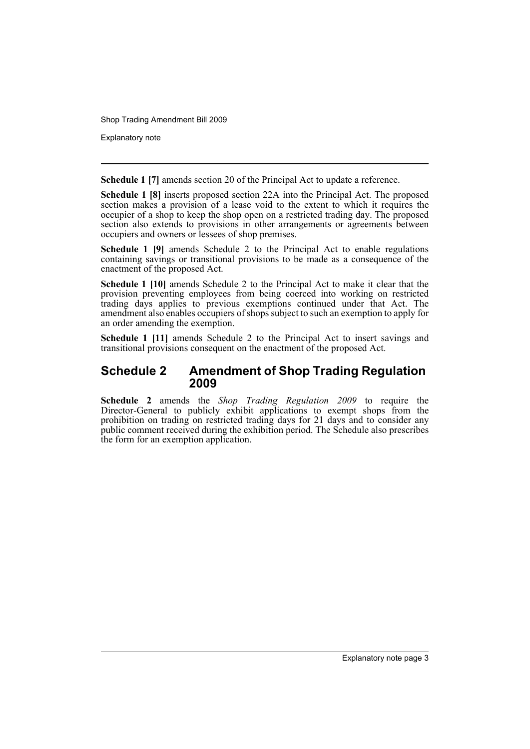**Schedule 1 [7]** amends section 20 of the Principal Act to update a reference.

**Schedule 1 [8]** inserts proposed section 22A into the Principal Act. The proposed section makes a provision of a lease void to the extent to which it requires the occupier of a shop to keep the shop open on a restricted trading day. The proposed section also extends to provisions in other arrangements or agreements between occupiers and owners or lessees of shop premises.

**Schedule 1 [9]** amends Schedule 2 to the Principal Act to enable regulations containing savings or transitional provisions to be made as a consequence of the enactment of the proposed Act.

**Schedule 1 [10]** amends Schedule 2 to the Principal Act to make it clear that the provision preventing employees from being coerced into working on restricted trading days applies to previous exemptions continued under that Act. The amendment also enables occupiers of shops subject to such an exemption to apply for an order amending the exemption.

**Schedule 1 [11]** amends Schedule 2 to the Principal Act to insert savings and transitional provisions consequent on the enactment of the proposed Act.

## Schedule 2 Amendment of Shop Trading Regulation 2009

**Schedule 2** amends the *Shop Trading Regulation 2009* to require the Director-General to publicly exhibit applications to exempt shops from the prohibition on trading on restricted trading days for 21 days and to consider any public comment received during the exhibition period. The Schedule also prescribes the form for an exemption application.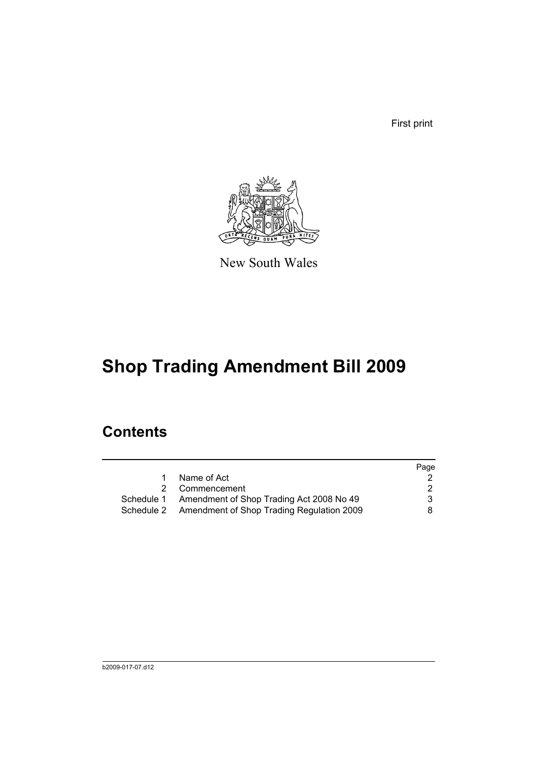First print

New South Wales

# Shop Trading Amendment Bill 2009

## Contents

| | | Page |
|---|---|---|
| 1 | Name of Act | 2 |
| 2 | Commencement | 2 |
| Schedule 1 | Amendment of Shop Trading Act 2008 No 49 | 3 |
| Schedule 2 | Amendment of Shop Trading Regulation 2009 | 8 |

b2009-017-07.d12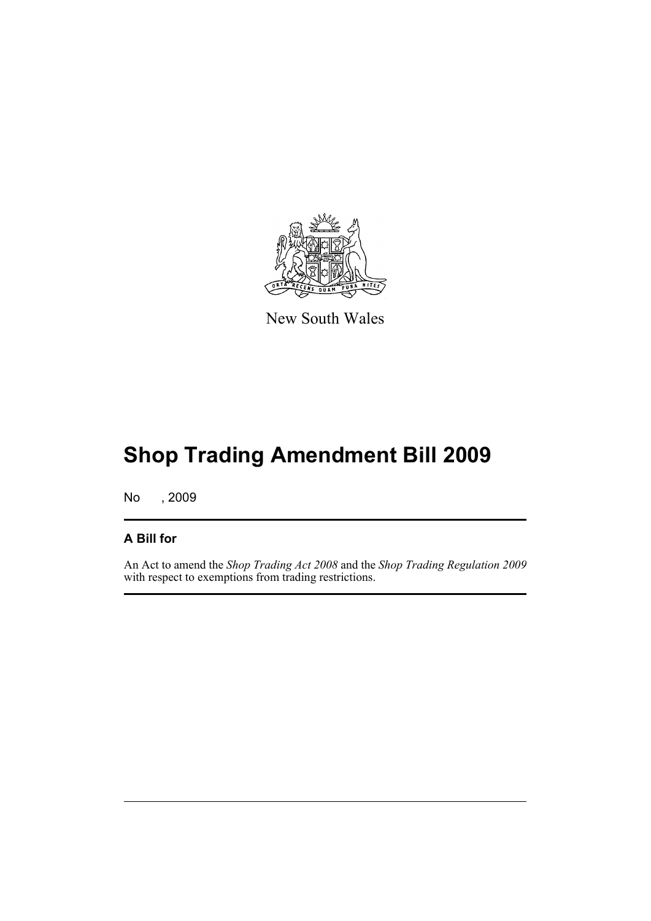New South Wales

# Shop Trading Amendment Bill 2009

No , 2009

## A Bill for

An Act to amend the *Shop Trading Act 2008* and the *Shop Trading Regulation 2009* with respect to exemptions from trading restrictions.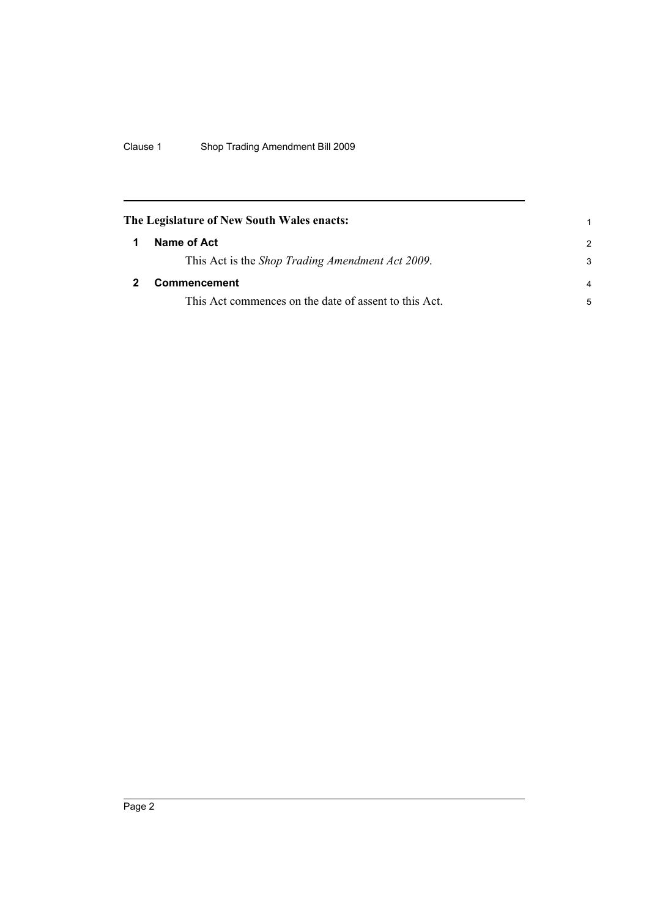**The Legislature of New South Wales enacts:**

## 1 Name of Act

This Act is the *Shop Trading Amendment Act 2009*.

## 2 Commencement

This Act commences on the date of assent to this Act.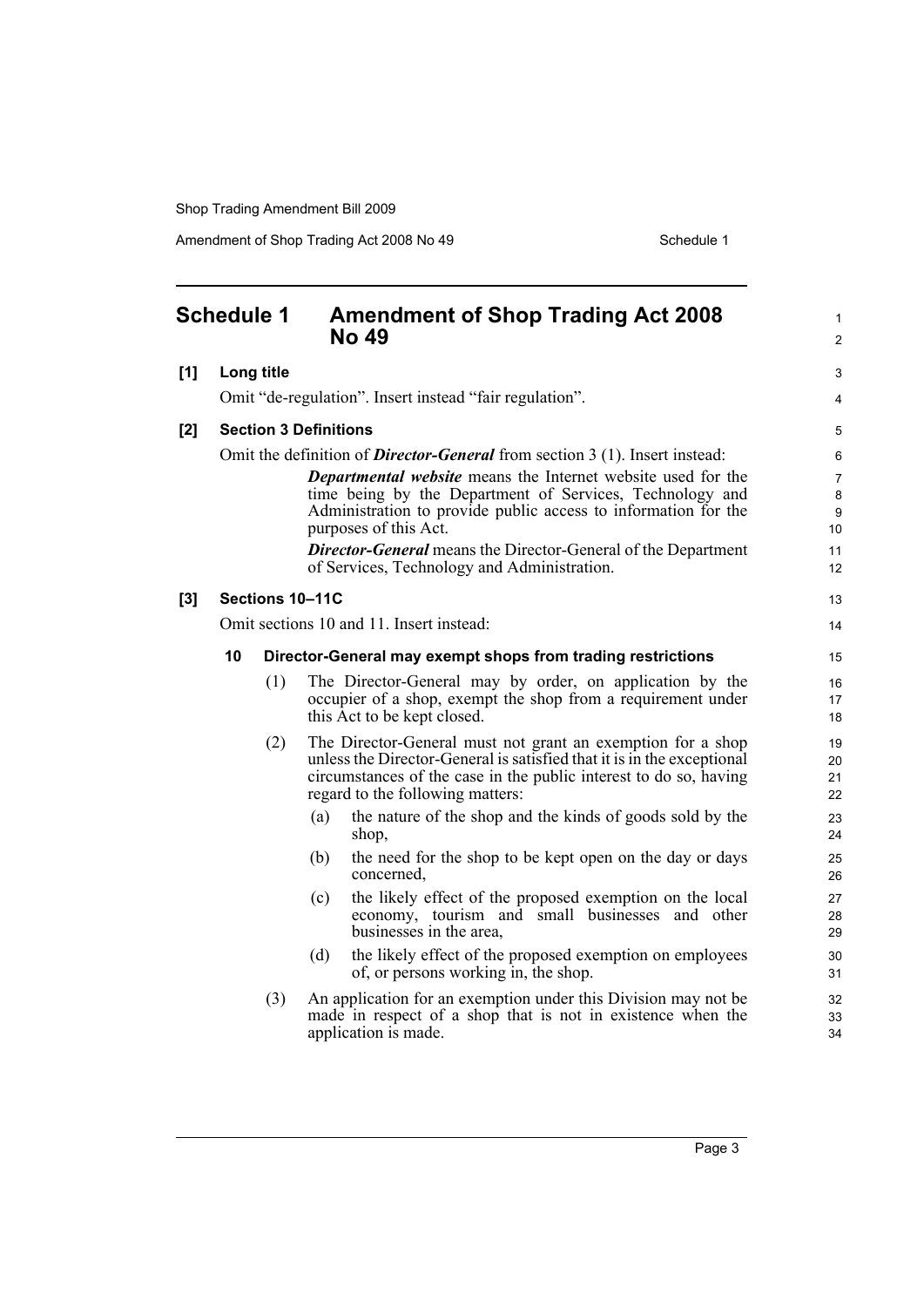# Schedule 1 Amendment of Shop Trading Act 2008 No 49

**[1] Long title**

Omit "de-regulation". Insert instead "fair regulation".

**[2] Section 3 Definitions**

Omit the definition of ***Director-General*** from section 3 (1). Insert instead:

> ***Departmental website*** means the Internet website used for the time being by the Department of Services, Technology and Administration to provide public access to information for the purposes of this Act.
>
> ***Director-General*** means the Director-General of the Department of Services, Technology and Administration.

**[3] Sections 10–11C**

Omit sections 10 and 11. Insert instead:

**10 Director-General may exempt shops from trading restrictions**

(1) The Director-General may by order, on application by the occupier of a shop, exempt the shop from a requirement under this Act to be kept closed.

(2) The Director-General must not grant an exemption for a shop unless the Director-General is satisfied that it is in the exceptional circumstances of the case in the public interest to do so, having regard to the following matters:

- (a) the nature of the shop and the kinds of goods sold by the shop,
- (b) the need for the shop to be kept open on the day or days concerned,
- (c) the likely effect of the proposed exemption on the local economy, tourism and small businesses and other businesses in the area,
- (d) the likely effect of the proposed exemption on employees of, or persons working in, the shop.

(3) An application for an exemption under this Division may not be made in respect of a shop that is not in existence when the application is made.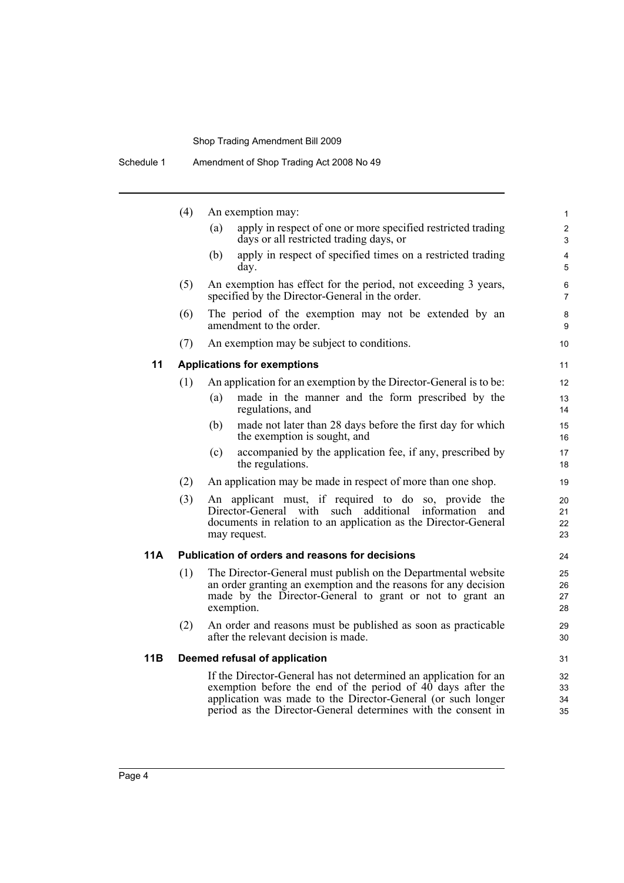(4) An exemption may:

(a) apply in respect of one or more specified restricted trading days or all restricted trading days, or

(b) apply in respect of specified times on a restricted trading day.

(5) An exemption has effect for the period, not exceeding 3 years, specified by the Director-General in the order.

(6) The period of the exemption may not be extended by an amendment to the order.

(7) An exemption may be subject to conditions.

### 11 Applications for exemptions

(1) An application for an exemption by the Director-General is to be:

(a) made in the manner and the form prescribed by the regulations, and

(b) made not later than 28 days before the first day for which the exemption is sought, and

(c) accompanied by the application fee, if any, prescribed by the regulations.

(2) An application may be made in respect of more than one shop.

(3) An applicant must, if required to do so, provide the Director-General with such additional information and documents in relation to an application as the Director-General may request.

### 11A Publication of orders and reasons for decisions

(1) The Director-General must publish on the Departmental website an order granting an exemption and the reasons for any decision made by the Director-General to grant or not to grant an exemption.

(2) An order and reasons must be published as soon as practicable after the relevant decision is made.

### 11B Deemed refusal of application

If the Director-General has not determined an application for an exemption before the end of the period of 40 days after the application was made to the Director-General (or such longer period as the Director-General determines with the consent in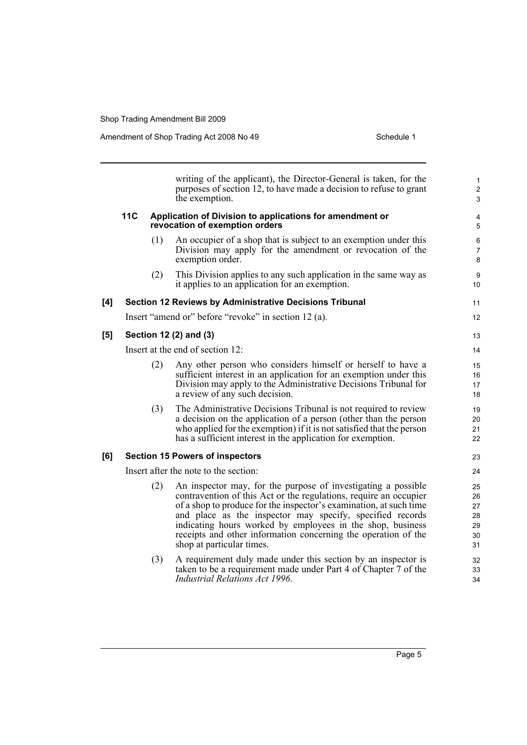writing of the applicant), the Director-General is taken, for the purposes of section 12, to have made a decision to refuse to grant the exemption.

**11C Application of Division to applications for amendment or revocation of exemption orders**

(1) An occupier of a shop that is subject to an exemption under this Division may apply for the amendment or revocation of the exemption order.

(2) This Division applies to any such application in the same way as it applies to an application for an exemption.

**[4] Section 12 Reviews by Administrative Decisions Tribunal**

Insert "amend or" before "revoke" in section 12 (a).

**[5] Section 12 (2) and (3)**

Insert at the end of section 12:

(2) Any other person who considers himself or herself to have a sufficient interest in an application for an exemption under this Division may apply to the Administrative Decisions Tribunal for a review of any such decision.

(3) The Administrative Decisions Tribunal is not required to review a decision on the application of a person (other than the person who applied for the exemption) if it is not satisfied that the person has a sufficient interest in the application for exemption.

**[6] Section 15 Powers of inspectors**

Insert after the note to the section:

(2) An inspector may, for the purpose of investigating a possible contravention of this Act or the regulations, require an occupier of a shop to produce for the inspector's examination, at such time and place as the inspector may specify, specified records indicating hours worked by employees in the shop, business receipts and other information concerning the operation of the shop at particular times.

(3) A requirement duly made under this section by an inspector is taken to be a requirement made under Part 4 of Chapter 7 of the *Industrial Relations Act 1996*.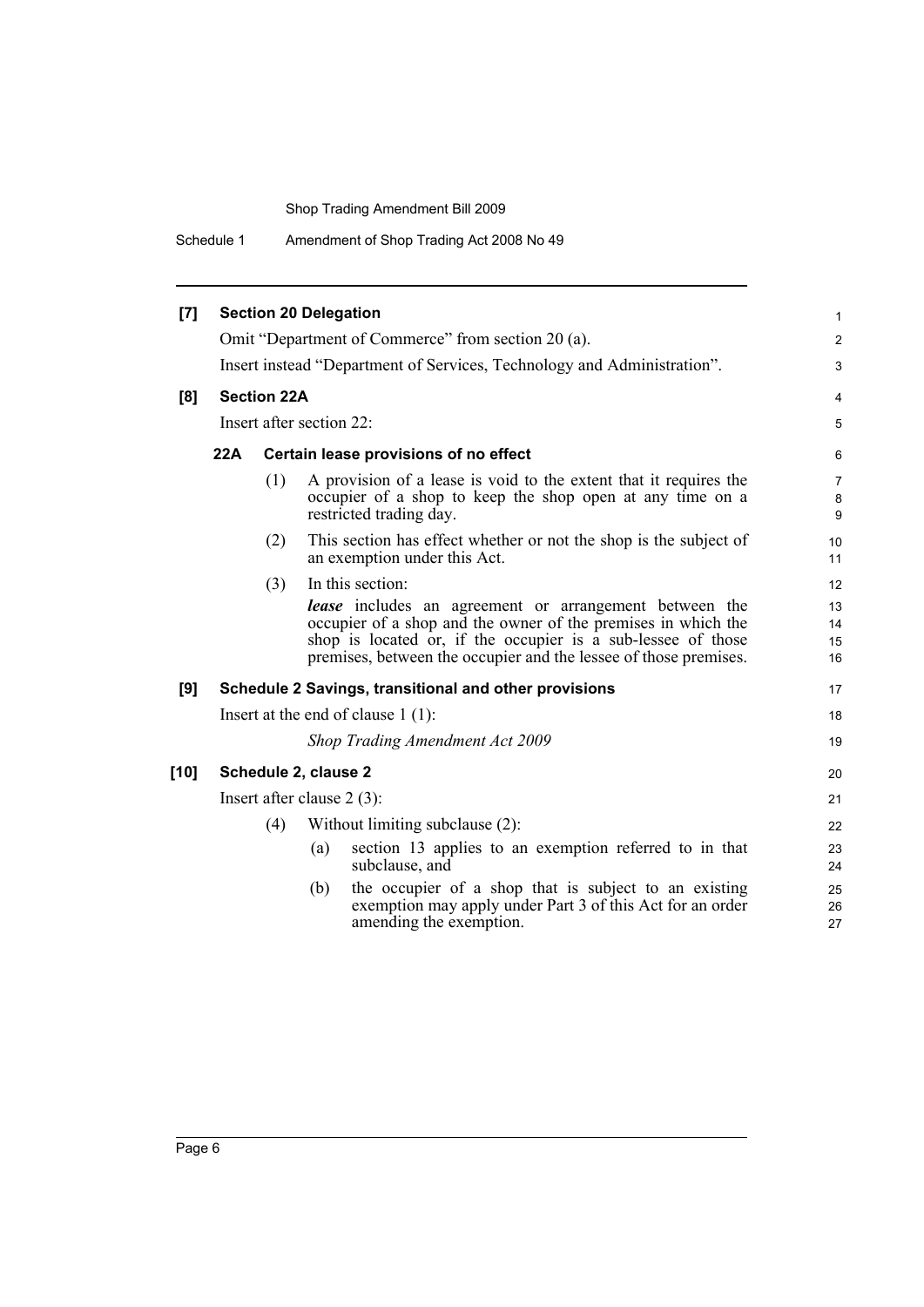**[7] Section 20 Delegation**

Omit "Department of Commerce" from section 20 (a).

Insert instead "Department of Services, Technology and Administration".

**[8] Section 22A**

Insert after section 22:

**22A Certain lease provisions of no effect**

(1) A provision of a lease is void to the extent that it requires the occupier of a shop to keep the shop open at any time on a restricted trading day.

(2) This section has effect whether or not the shop is the subject of an exemption under this Act.

(3) In this section:

***lease*** includes an agreement or arrangement between the occupier of a shop and the owner of the premises in which the shop is located or, if the occupier is a sub-lessee of those premises, between the occupier and the lessee of those premises.

**[9] Schedule 2 Savings, transitional and other provisions**

Insert at the end of clause 1 (1):

*Shop Trading Amendment Act 2009*

**[10] Schedule 2, clause 2**

Insert after clause 2 (3):

(4) Without limiting subclause (2):

(a) section 13 applies to an exemption referred to in that subclause, and

(b) the occupier of a shop that is subject to an existing exemption may apply under Part 3 of this Act for an order amending the exemption.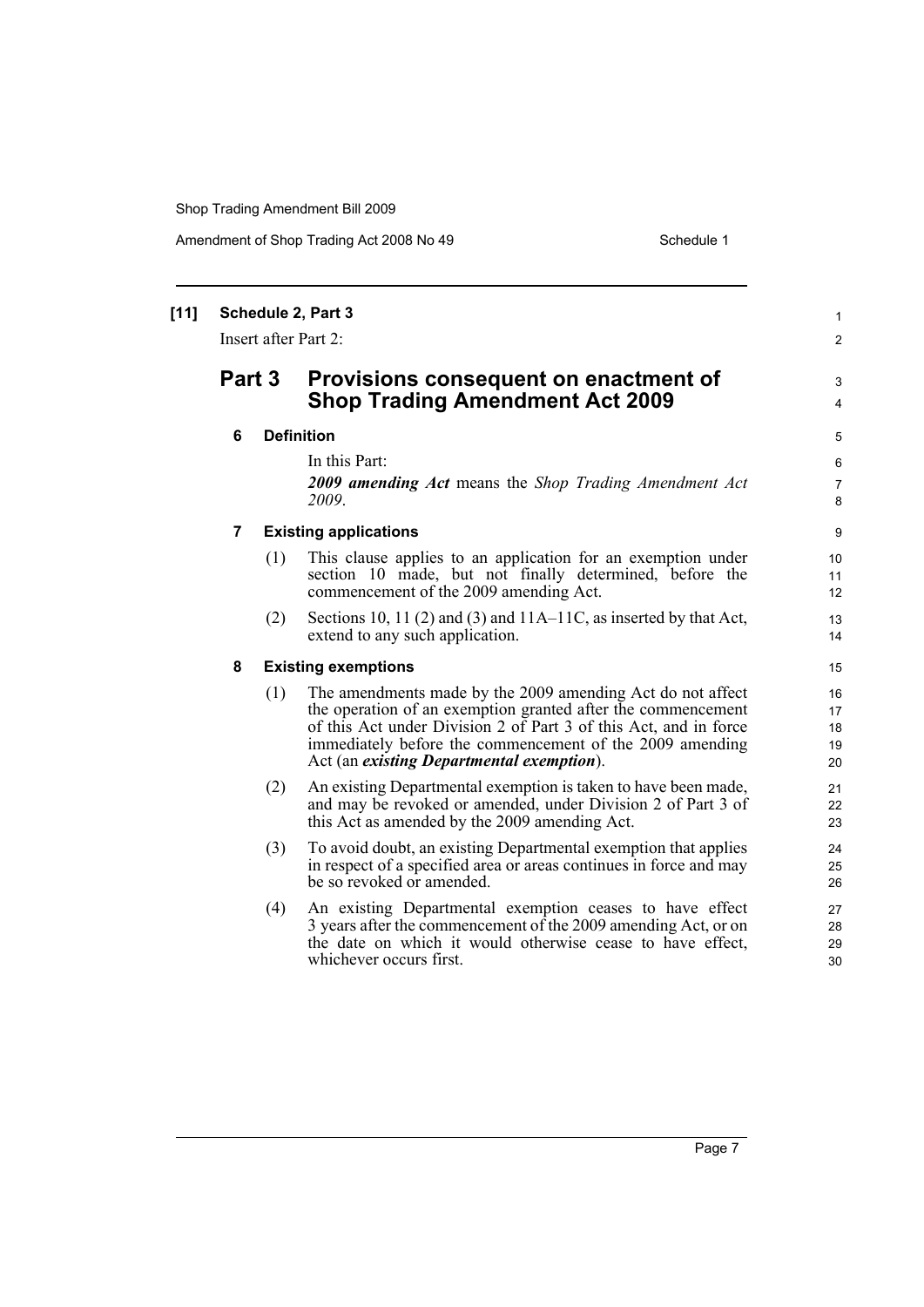**[11] Schedule 2, Part 3**

Insert after Part 2:

## Part 3 Provisions consequent on enactment of Shop Trading Amendment Act 2009

**6 Definition**

In this Part:

***2009 amending Act*** means the *Shop Trading Amendment Act 2009*.

**7 Existing applications**

(1) This clause applies to an application for an exemption under section 10 made, but not finally determined, before the commencement of the 2009 amending Act.

(2) Sections 10, 11 (2) and (3) and 11A–11C, as inserted by that Act, extend to any such application.

**8 Existing exemptions**

(1) The amendments made by the 2009 amending Act do not affect the operation of an exemption granted after the commencement of this Act under Division 2 of Part 3 of this Act, and in force immediately before the commencement of the 2009 amending Act (an ***existing Departmental exemption***).

(2) An existing Departmental exemption is taken to have been made, and may be revoked or amended, under Division 2 of Part 3 of this Act as amended by the 2009 amending Act.

(3) To avoid doubt, an existing Departmental exemption that applies in respect of a specified area or areas continues in force and may be so revoked or amended.

(4) An existing Departmental exemption ceases to have effect 3 years after the commencement of the 2009 amending Act, or on the date on which it would otherwise cease to have effect, whichever occurs first.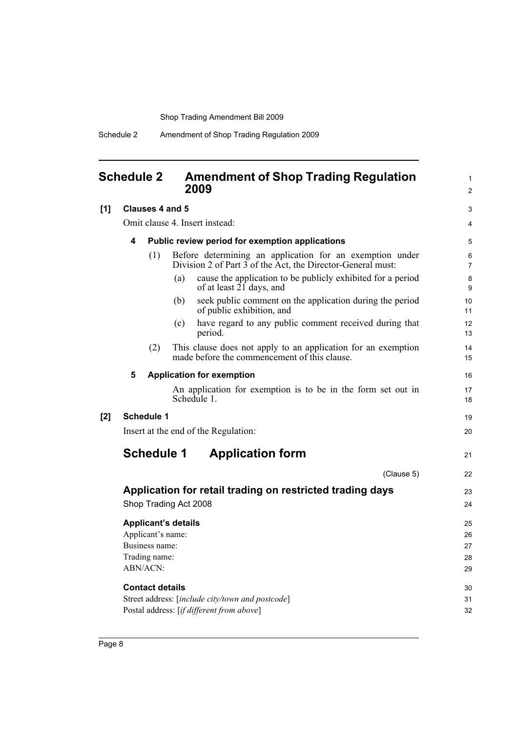## Schedule 2 Amendment of Shop Trading Regulation 2009

**[1] Clauses 4 and 5**

Omit clause 4. Insert instead:

**4 Public review period for exemption applications**

(1) Before determining an application for an exemption under Division 2 of Part 3 of the Act, the Director-General must:

(a) cause the application to be publicly exhibited for a period of at least 21 days, and

(b) seek public comment on the application during the period of public exhibition, and

(c) have regard to any public comment received during that period.

(2) This clause does not apply to an application for an exemption made before the commencement of this clause.

**5 Application for exemption**

An application for exemption is to be in the form set out in Schedule 1.

**[2] Schedule 1**

Insert at the end of the Regulation:

## Schedule 1 Application form

(Clause 5)

### Application for retail trading on restricted trading days

Shop Trading Act 2008

**Applicant's details**

Applicant's name:

Business name:

Trading name:

ABN/ACN:

**Contact details**

Street address: [*include city/town and postcode*]

Postal address: [*if different from above*]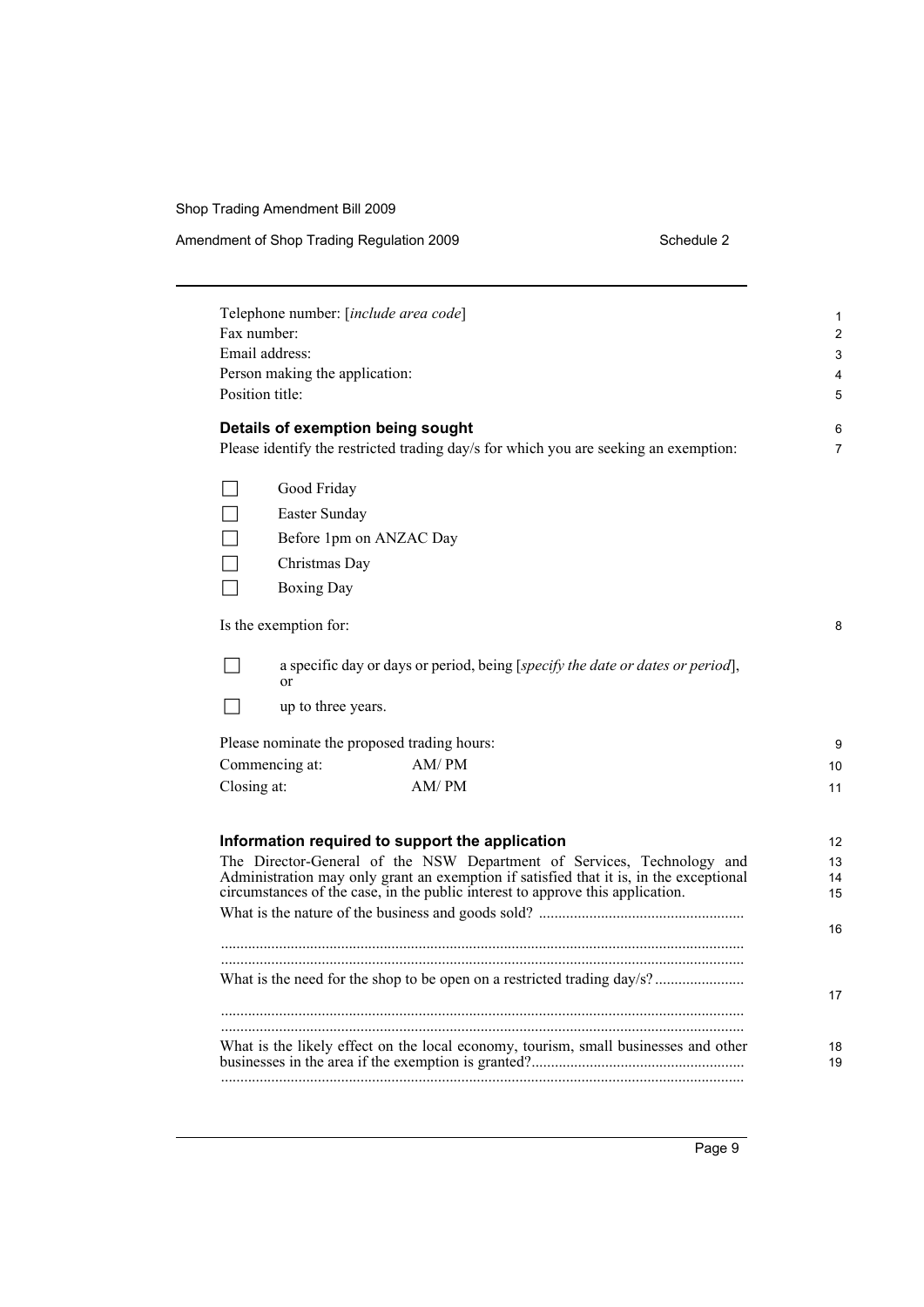Telephone number: [*include area code*]
Fax number:
Email address:
Person making the application:
Position title:

**Details of exemption being sought**

Please identify the restricted trading day/s for which you are seeking an exemption:

☐ Good Friday

☐ Easter Sunday

☐ Before 1pm on ANZAC Day

☐ Christmas Day

☐ Boxing Day

Is the exemption for:

☐ a specific day or days or period, being [*specify the date or dates or period*], or

☐ up to three years.

Please nominate the proposed trading hours:

Commencing at: AM/ PM
Closing at: AM/ PM

**Information required to support the application**

The Director-General of the NSW Department of Services, Technology and Administration may only grant an exemption if satisfied that it is, in the exceptional circumstances of the case, in the public interest to approve this application.

What is the nature of the business and goods sold? ....................................................

.....................................................................................................................................
.....................................................................................................................................

What is the need for the shop to be open on a restricted trading day/s? .......................

.....................................................................................................................................
.....................................................................................................................................

What is the likely effect on the local economy, tourism, small businesses and other businesses in the area if the exemption is granted?......................................................
.....................................................................................................................................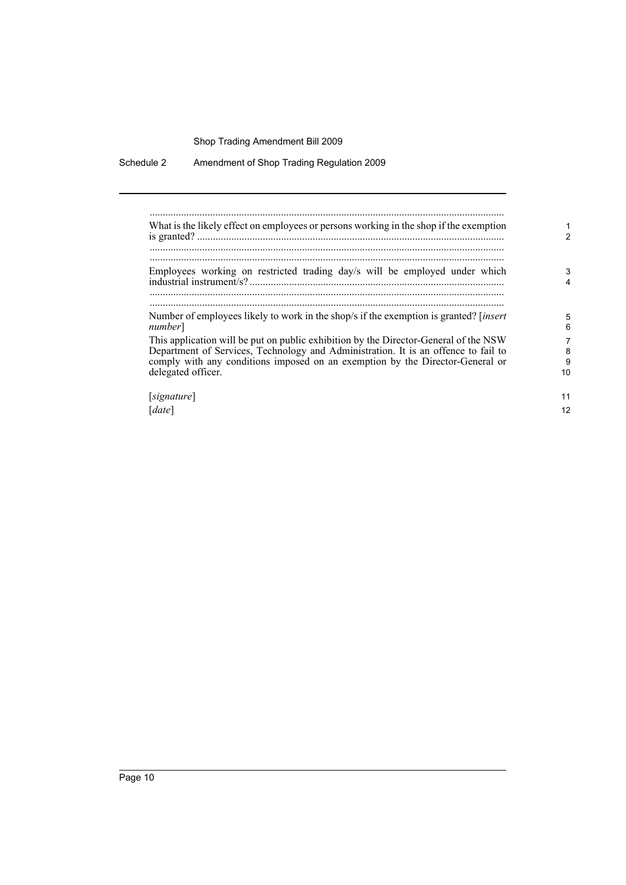.....................................................................................................................................

What is the likely effect on employees or persons working in the shop if the exemption is granted? ....................................................................................................................
.....................................................................................................................................
.....................................................................................................................................

Employees working on restricted trading day/s will be employed under which industrial instrument/s? ................................................................................................
.....................................................................................................................................
.....................................................................................................................................

Number of employees likely to work in the shop/s if the exemption is granted? [*insert number*]

This application will be put on public exhibition by the Director-General of the NSW Department of Services, Technology and Administration. It is an offence to fail to comply with any conditions imposed on an exemption by the Director-General or delegated officer.

[*signature*]

[*date*]